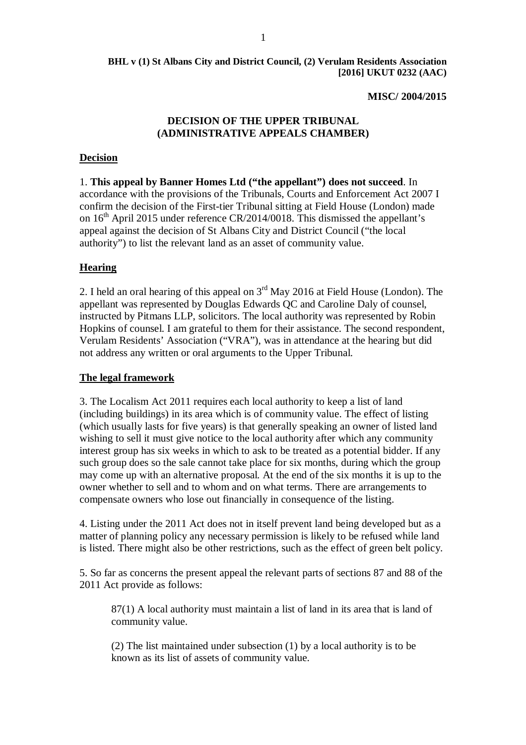**BHL v (1) St Albans City and District Council, (2) Verulam Residents Association [2016] UKUT 0232 (AAC)**

**MISC/ 2004/2015**

**DECISION OF THE UPPER TRIBUNAL (ADMINISTRATIVE APPEALS CHAMBER)**

**Decision**

1. **This appeal by Banner Homes Ltd ("the appellant") does not succeed**. In accordance with the provisions of the Tribunals, Courts and Enforcement Act 2007 I confirm the decision of the First-tier Tribunal sitting at Field House (London) made on 16th April 2015 under reference CR/2014/0018. This dismissed the appellant's appeal against the decision of St Albans City and District Council ("the local authority") to list the relevant land as an asset of community value.

**Hearing**

2. I held an oral hearing of this appeal on 3rd May 2016 at Field House (London). The appellant was represented by Douglas Edwards QC and Caroline Daly of counsel, instructed by Pitmans LLP, solicitors. The local authority was represented by Robin Hopkins of counsel. I am grateful to them for their assistance. The second respondent, Verulam Residents' Association ("VRA"), was in attendance at the hearing but did not address any written or oral arguments to the Upper Tribunal.

**The legal framework**

3. The Localism Act 2011 requires each local authority to keep a list of land (including buildings) in its area which is of community value. The effect of listing (which usually lasts for five years) is that generally speaking an owner of listed land wishing to sell it must give notice to the local authority after which any community interest group has six weeks in which to ask to be treated as a potential bidder. If any such group does so the sale cannot take place for six months, during which the group may come up with an alternative proposal. At the end of the six months it is up to the owner whether to sell and to whom and on what terms. There are arrangements to compensate owners who lose out financially in consequence of the listing.

4. Listing under the 2011 Act does not in itself prevent land being developed but as a matter of planning policy any necessary permission is likely to be refused while land is listed. There might also be other restrictions, such as the effect of green belt policy.

5. So far as concerns the present appeal the relevant parts of sections 87 and 88 of the 2011 Act provide as follows:

> 87(1) A local authority must maintain a list of land in its area that is land of community value.
>
> (2) The list maintained under subsection (1) by a local authority is to be known as its list of assets of community value.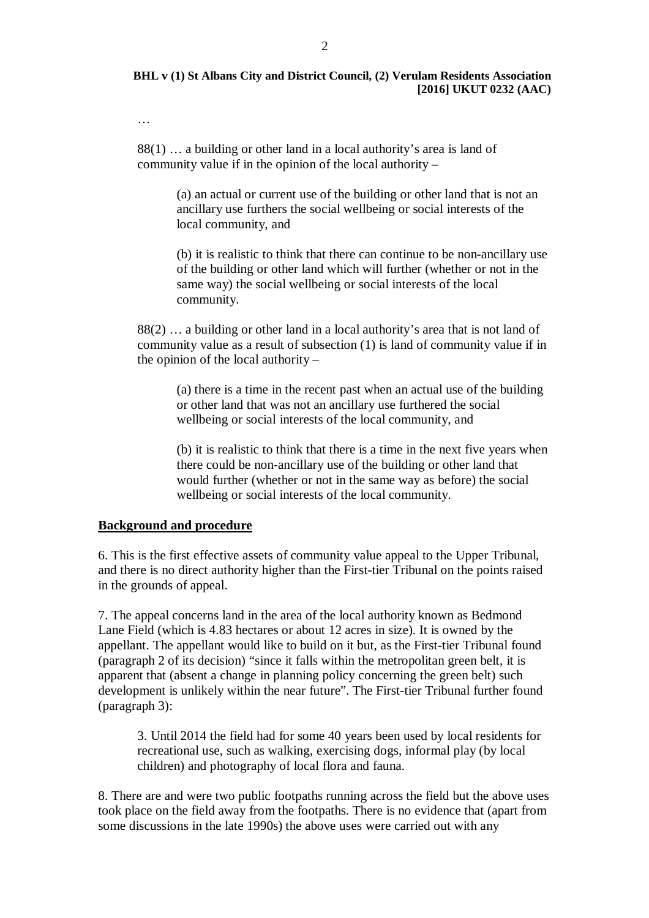…

88(1) … a building or other land in a local authority's area is land of community value if in the opinion of the local authority –

> (a) an actual or current use of the building or other land that is not an ancillary use furthers the social wellbeing or social interests of the local community, and
>
> (b) it is realistic to think that there can continue to be non-ancillary use of the building or other land which will further (whether or not in the same way) the social wellbeing or social interests of the local community.

88(2) … a building or other land in a local authority's area that is not land of community value as a result of subsection (1) is land of community value if in the opinion of the local authority –

> (a) there is a time in the recent past when an actual use of the building or other land that was not an ancillary use furthered the social wellbeing or social interests of the local community, and
>
> (b) it is realistic to think that there is a time in the next five years when there could be non-ancillary use of the building or other land that would further (whether or not in the same way as before) the social wellbeing or social interests of the local community.

## Background and procedure

6. This is the first effective assets of community value appeal to the Upper Tribunal, and there is no direct authority higher than the First-tier Tribunal on the points raised in the grounds of appeal.

7. The appeal concerns land in the area of the local authority known as Bedmond Lane Field (which is 4.83 hectares or about 12 acres in size). It is owned by the appellant. The appellant would like to build on it but, as the First-tier Tribunal found (paragraph 2 of its decision) "since it falls within the metropolitan green belt, it is apparent that (absent a change in planning policy concerning the green belt) such development is unlikely within the near future". The First-tier Tribunal further found (paragraph 3):

> 3. Until 2014 the field had for some 40 years been used by local residents for recreational use, such as walking, exercising dogs, informal play (by local children) and photography of local flora and fauna.

8. There are and were two public footpaths running across the field but the above uses took place on the field away from the footpaths. There is no evidence that (apart from some discussions in the late 1990s) the above uses were carried out with any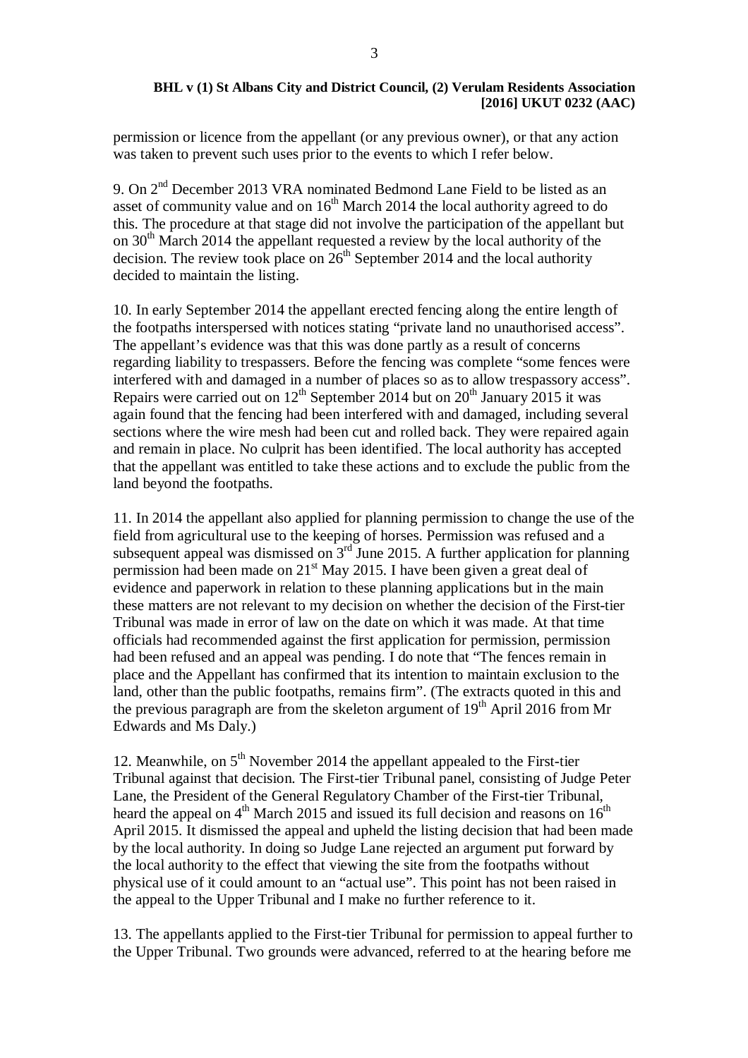permission or licence from the appellant (or any previous owner), or that any action was taken to prevent such uses prior to the events to which I refer below.

9. On 2nd December 2013 VRA nominated Bedmond Lane Field to be listed as an asset of community value and on 16th March 2014 the local authority agreed to do this. The procedure at that stage did not involve the participation of the appellant but on 30th March 2014 the appellant requested a review by the local authority of the decision. The review took place on 26th September 2014 and the local authority decided to maintain the listing.

10. In early September 2014 the appellant erected fencing along the entire length of the footpaths interspersed with notices stating "private land no unauthorised access". The appellant's evidence was that this was done partly as a result of concerns regarding liability to trespassers. Before the fencing was complete "some fences were interfered with and damaged in a number of places so as to allow trespassory access". Repairs were carried out on 12th September 2014 but on 20th January 2015 it was again found that the fencing had been interfered with and damaged, including several sections where the wire mesh had been cut and rolled back. They were repaired again and remain in place. No culprit has been identified. The local authority has accepted that the appellant was entitled to take these actions and to exclude the public from the land beyond the footpaths.

11. In 2014 the appellant also applied for planning permission to change the use of the field from agricultural use to the keeping of horses. Permission was refused and a subsequent appeal was dismissed on 3rd June 2015. A further application for planning permission had been made on 21st May 2015. I have been given a great deal of evidence and paperwork in relation to these planning applications but in the main these matters are not relevant to my decision on whether the decision of the First-tier Tribunal was made in error of law on the date on which it was made. At that time officials had recommended against the first application for permission, permission had been refused and an appeal was pending. I do note that "The fences remain in place and the Appellant has confirmed that its intention to maintain exclusion to the land, other than the public footpaths, remains firm". (The extracts quoted in this and the previous paragraph are from the skeleton argument of 19th April 2016 from Mr Edwards and Ms Daly.)

12. Meanwhile, on 5th November 2014 the appellant appealed to the First-tier Tribunal against that decision. The First-tier Tribunal panel, consisting of Judge Peter Lane, the President of the General Regulatory Chamber of the First-tier Tribunal, heard the appeal on 4th March 2015 and issued its full decision and reasons on 16th April 2015. It dismissed the appeal and upheld the listing decision that had been made by the local authority. In doing so Judge Lane rejected an argument put forward by the local authority to the effect that viewing the site from the footpaths without physical use of it could amount to an "actual use". This point has not been raised in the appeal to the Upper Tribunal and I make no further reference to it.

13. The appellants applied to the First-tier Tribunal for permission to appeal further to the Upper Tribunal. Two grounds were advanced, referred to at the hearing before me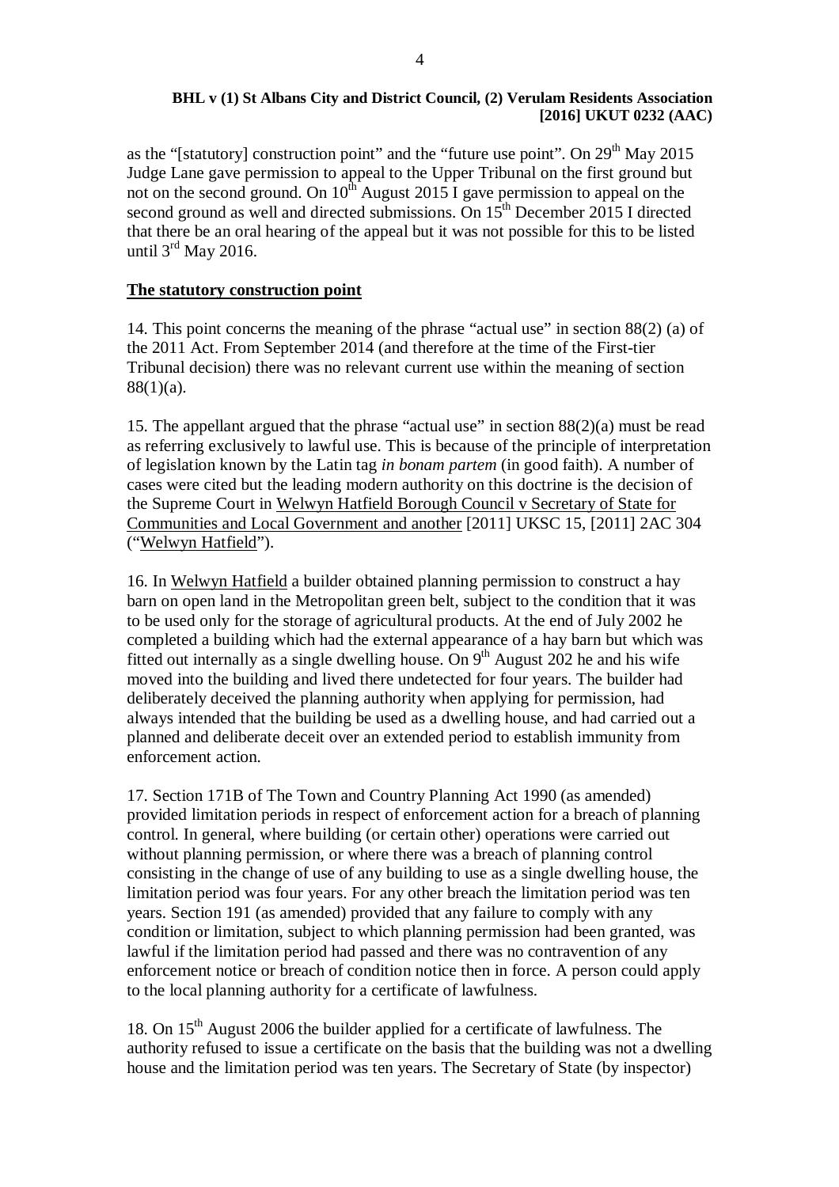as the "[statutory] construction point" and the "future use point". On 29th May 2015 Judge Lane gave permission to appeal to the Upper Tribunal on the first ground but not on the second ground. On 10th August 2015 I gave permission to appeal on the second ground as well and directed submissions. On 15th December 2015 I directed that there be an oral hearing of the appeal but it was not possible for this to be listed until 3rd May 2016.

**The statutory construction point**

14. This point concerns the meaning of the phrase "actual use" in section 88(2) (a) of the 2011 Act. From September 2014 (and therefore at the time of the First-tier Tribunal decision) there was no relevant current use within the meaning of section 88(1)(a).

15. The appellant argued that the phrase "actual use" in section 88(2)(a) must be read as referring exclusively to lawful use. This is because of the principle of interpretation of legislation known by the Latin tag *in bonam partem* (in good faith). A number of cases were cited but the leading modern authority on this doctrine is the decision of the Supreme Court in Welwyn Hatfield Borough Council v Secretary of State for Communities and Local Government and another [2011] UKSC 15, [2011] 2AC 304 ("Welwyn Hatfield").

16. In Welwyn Hatfield a builder obtained planning permission to construct a hay barn on open land in the Metropolitan green belt, subject to the condition that it was to be used only for the storage of agricultural products. At the end of July 2002 he completed a building which had the external appearance of a hay barn but which was fitted out internally as a single dwelling house. On 9th August 202 he and his wife moved into the building and lived there undetected for four years. The builder had deliberately deceived the planning authority when applying for permission, had always intended that the building be used as a dwelling house, and had carried out a planned and deliberate deceit over an extended period to establish immunity from enforcement action.

17. Section 171B of The Town and Country Planning Act 1990 (as amended) provided limitation periods in respect of enforcement action for a breach of planning control. In general, where building (or certain other) operations were carried out without planning permission, or where there was a breach of planning control consisting in the change of use of any building to use as a single dwelling house, the limitation period was four years. For any other breach the limitation period was ten years. Section 191 (as amended) provided that any failure to comply with any condition or limitation, subject to which planning permission had been granted, was lawful if the limitation period had passed and there was no contravention of any enforcement notice or breach of condition notice then in force. A person could apply to the local planning authority for a certificate of lawfulness.

18. On 15th August 2006 the builder applied for a certificate of lawfulness. The authority refused to issue a certificate on the basis that the building was not a dwelling house and the limitation period was ten years. The Secretary of State (by inspector)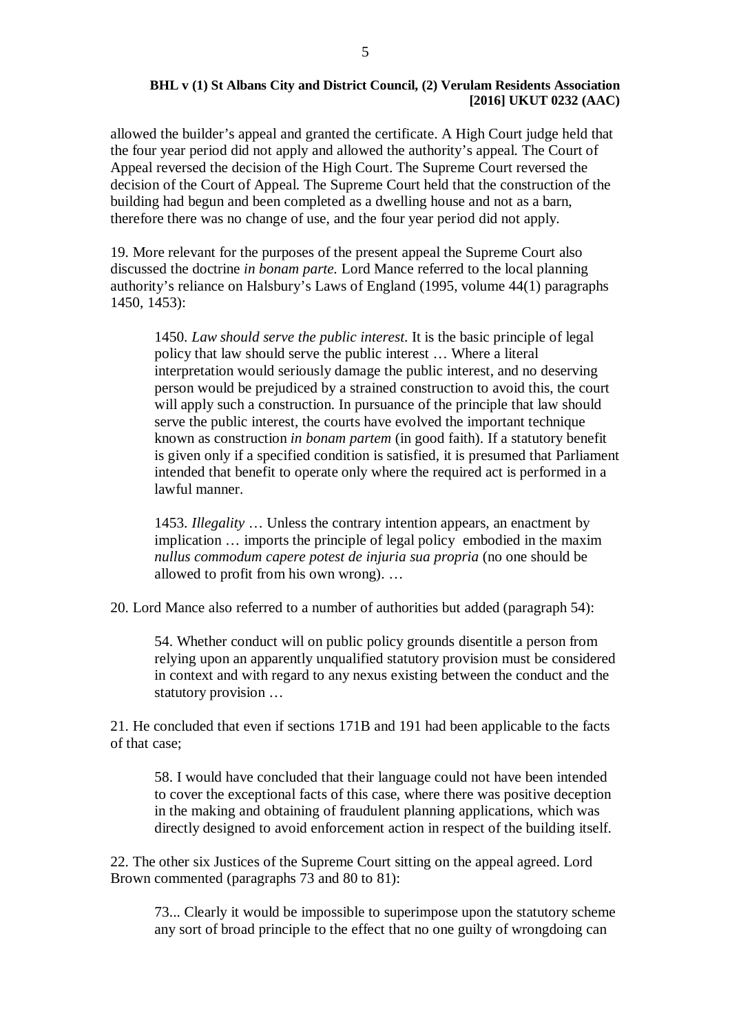allowed the builder's appeal and granted the certificate. A High Court judge held that the four year period did not apply and allowed the authority's appeal. The Court of Appeal reversed the decision of the High Court. The Supreme Court reversed the decision of the Court of Appeal. The Supreme Court held that the construction of the building had begun and been completed as a dwelling house and not as a barn, therefore there was no change of use, and the four year period did not apply.

19. More relevant for the purposes of the present appeal the Supreme Court also discussed the doctrine *in bonam parte.* Lord Mance referred to the local planning authority's reliance on Halsbury's Laws of England (1995, volume 44(1) paragraphs 1450, 1453):

> 1450. *Law should serve the public interest*. It is the basic principle of legal policy that law should serve the public interest … Where a literal interpretation would seriously damage the public interest, and no deserving person would be prejudiced by a strained construction to avoid this, the court will apply such a construction. In pursuance of the principle that law should serve the public interest, the courts have evolved the important technique known as construction *in bonam partem* (in good faith). If a statutory benefit is given only if a specified condition is satisfied, it is presumed that Parliament intended that benefit to operate only where the required act is performed in a lawful manner.
>
> 1453. *Illegality* … Unless the contrary intention appears, an enactment by implication … imports the principle of legal policy embodied in the maxim *nullus commodum capere potest de injuria sua propria* (no one should be allowed to profit from his own wrong). …

20. Lord Mance also referred to a number of authorities but added (paragraph 54):

> 54. Whether conduct will on public policy grounds disentitle a person from relying upon an apparently unqualified statutory provision must be considered in context and with regard to any nexus existing between the conduct and the statutory provision …

21. He concluded that even if sections 171B and 191 had been applicable to the facts of that case;

> 58. I would have concluded that their language could not have been intended to cover the exceptional facts of this case, where there was positive deception in the making and obtaining of fraudulent planning applications, which was directly designed to avoid enforcement action in respect of the building itself.

22. The other six Justices of the Supreme Court sitting on the appeal agreed. Lord Brown commented (paragraphs 73 and 80 to 81):

> 73... Clearly it would be impossible to superimpose upon the statutory scheme any sort of broad principle to the effect that no one guilty of wrongdoing can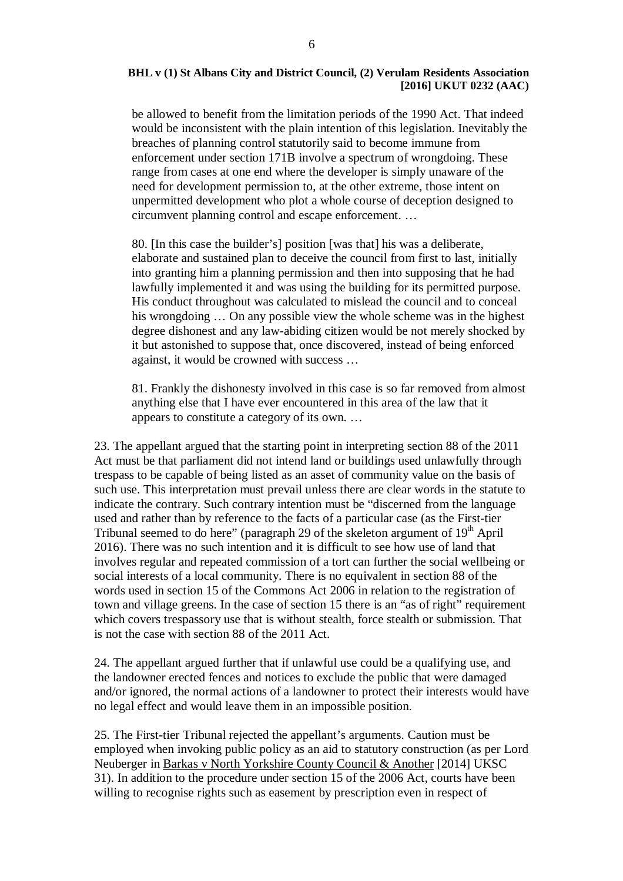be allowed to benefit from the limitation periods of the 1990 Act. That indeed would be inconsistent with the plain intention of this legislation. Inevitably the breaches of planning control statutorily said to become immune from enforcement under section 171B involve a spectrum of wrongdoing. These range from cases at one end where the developer is simply unaware of the need for development permission to, at the other extreme, those intent on unpermitted development who plot a whole course of deception designed to circumvent planning control and escape enforcement. …

> 80. [In this case the builder's] position [was that] his was a deliberate, elaborate and sustained plan to deceive the council from first to last, initially into granting him a planning permission and then into supposing that he had lawfully implemented it and was using the building for its permitted purpose. His conduct throughout was calculated to mislead the council and to conceal his wrongdoing … On any possible view the whole scheme was in the highest degree dishonest and any law-abiding citizen would be not merely shocked by it but astonished to suppose that, once discovered, instead of being enforced against, it would be crowned with success …
>
> 81. Frankly the dishonesty involved in this case is so far removed from almost anything else that I have ever encountered in this area of the law that it appears to constitute a category of its own. …

23. The appellant argued that the starting point in interpreting section 88 of the 2011 Act must be that parliament did not intend land or buildings used unlawfully through trespass to be capable of being listed as an asset of community value on the basis of such use. This interpretation must prevail unless there are clear words in the statute to indicate the contrary. Such contrary intention must be "discerned from the language used and rather than by reference to the facts of a particular case (as the First-tier Tribunal seemed to do here" (paragraph 29 of the skeleton argument of 19th April 2016). There was no such intention and it is difficult to see how use of land that involves regular and repeated commission of a tort can further the social wellbeing or social interests of a local community. There is no equivalent in section 88 of the words used in section 15 of the Commons Act 2006 in relation to the registration of town and village greens. In the case of section 15 there is an "as of right" requirement which covers trespassory use that is without stealth, force stealth or submission. That is not the case with section 88 of the 2011 Act.

24. The appellant argued further that if unlawful use could be a qualifying use, and the landowner erected fences and notices to exclude the public that were damaged and/or ignored, the normal actions of a landowner to protect their interests would have no legal effect and would leave them in an impossible position.

25. The First-tier Tribunal rejected the appellant's arguments. Caution must be employed when invoking public policy as an aid to statutory construction (as per Lord Neuberger in Barkas v North Yorkshire County Council & Another [2014] UKSC 31). In addition to the procedure under section 15 of the 2006 Act, courts have been willing to recognise rights such as easement by prescription even in respect of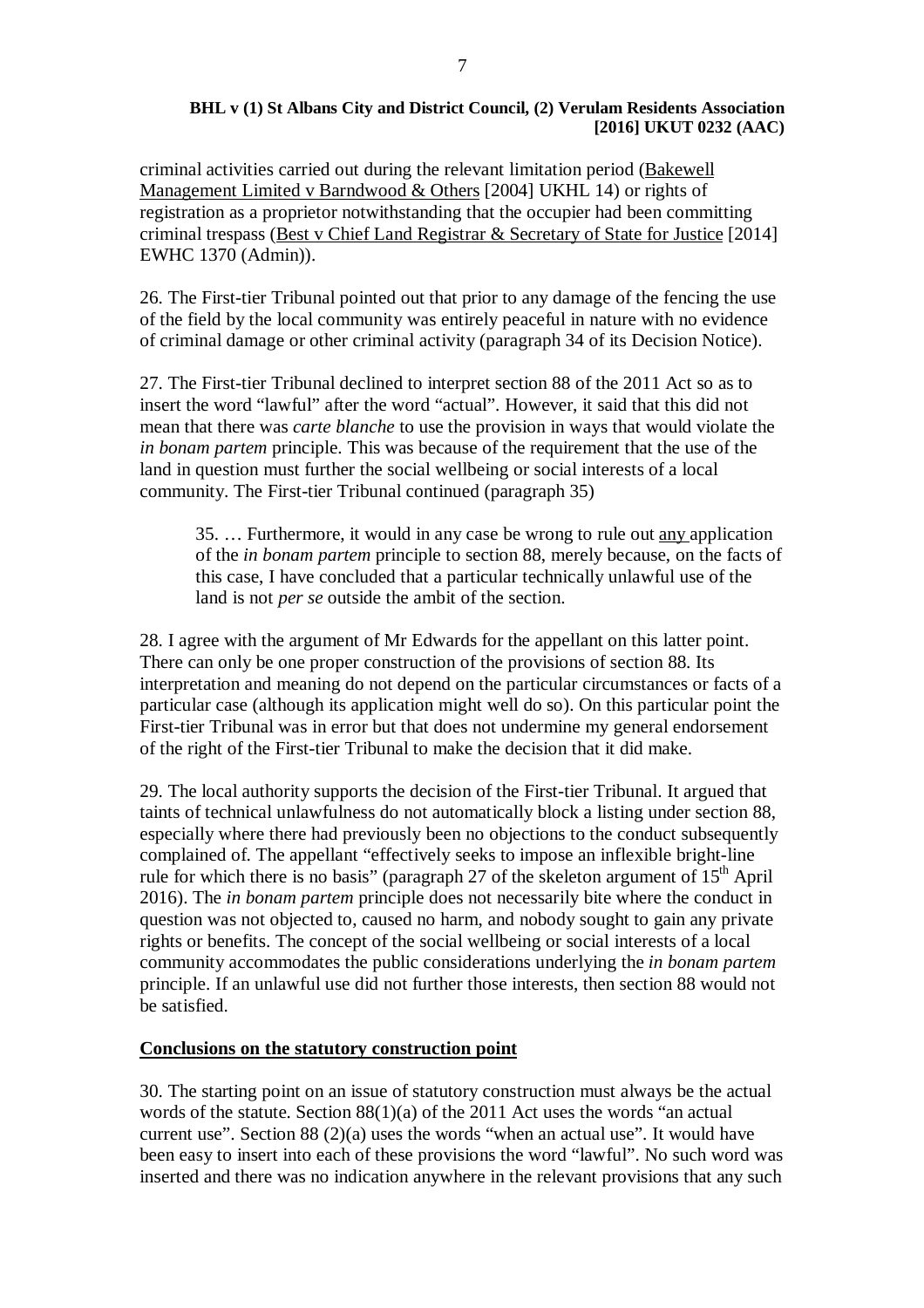criminal activities carried out during the relevant limitation period (Bakewell Management Limited v Barndwood & Others [2004] UKHL 14) or rights of registration as a proprietor notwithstanding that the occupier had been committing criminal trespass (Best v Chief Land Registrar & Secretary of State for Justice [2014] EWHC 1370 (Admin)).

26. The First-tier Tribunal pointed out that prior to any damage of the fencing the use of the field by the local community was entirely peaceful in nature with no evidence of criminal damage or other criminal activity (paragraph 34 of its Decision Notice).

27. The First-tier Tribunal declined to interpret section 88 of the 2011 Act so as to insert the word "lawful" after the word "actual". However, it said that this did not mean that there was *carte blanche* to use the provision in ways that would violate the *in bonam partem* principle. This was because of the requirement that the use of the land in question must further the social wellbeing or social interests of a local community. The First-tier Tribunal continued (paragraph 35)

> 35. … Furthermore, it would in any case be wrong to rule out any application of the *in bonam partem* principle to section 88, merely because, on the facts of this case, I have concluded that a particular technically unlawful use of the land is not *per se* outside the ambit of the section.

28. I agree with the argument of Mr Edwards for the appellant on this latter point. There can only be one proper construction of the provisions of section 88. Its interpretation and meaning do not depend on the particular circumstances or facts of a particular case (although its application might well do so). On this particular point the First-tier Tribunal was in error but that does not undermine my general endorsement of the right of the First-tier Tribunal to make the decision that it did make.

29. The local authority supports the decision of the First-tier Tribunal. It argued that taints of technical unlawfulness do not automatically block a listing under section 88, especially where there had previously been no objections to the conduct subsequently complained of. The appellant "effectively seeks to impose an inflexible bright-line rule for which there is no basis" (paragraph 27 of the skeleton argument of 15th April 2016). The *in bonam partem* principle does not necessarily bite where the conduct in question was not objected to, caused no harm, and nobody sought to gain any private rights or benefits. The concept of the social wellbeing or social interests of a local community accommodates the public considerations underlying the *in bonam partem* principle. If an unlawful use did not further those interests, then section 88 would not be satisfied.

**Conclusions on the statutory construction point**

30. The starting point on an issue of statutory construction must always be the actual words of the statute. Section 88(1)(a) of the 2011 Act uses the words "an actual current use". Section 88 (2)(a) uses the words "when an actual use". It would have been easy to insert into each of these provisions the word "lawful". No such word was inserted and there was no indication anywhere in the relevant provisions that any such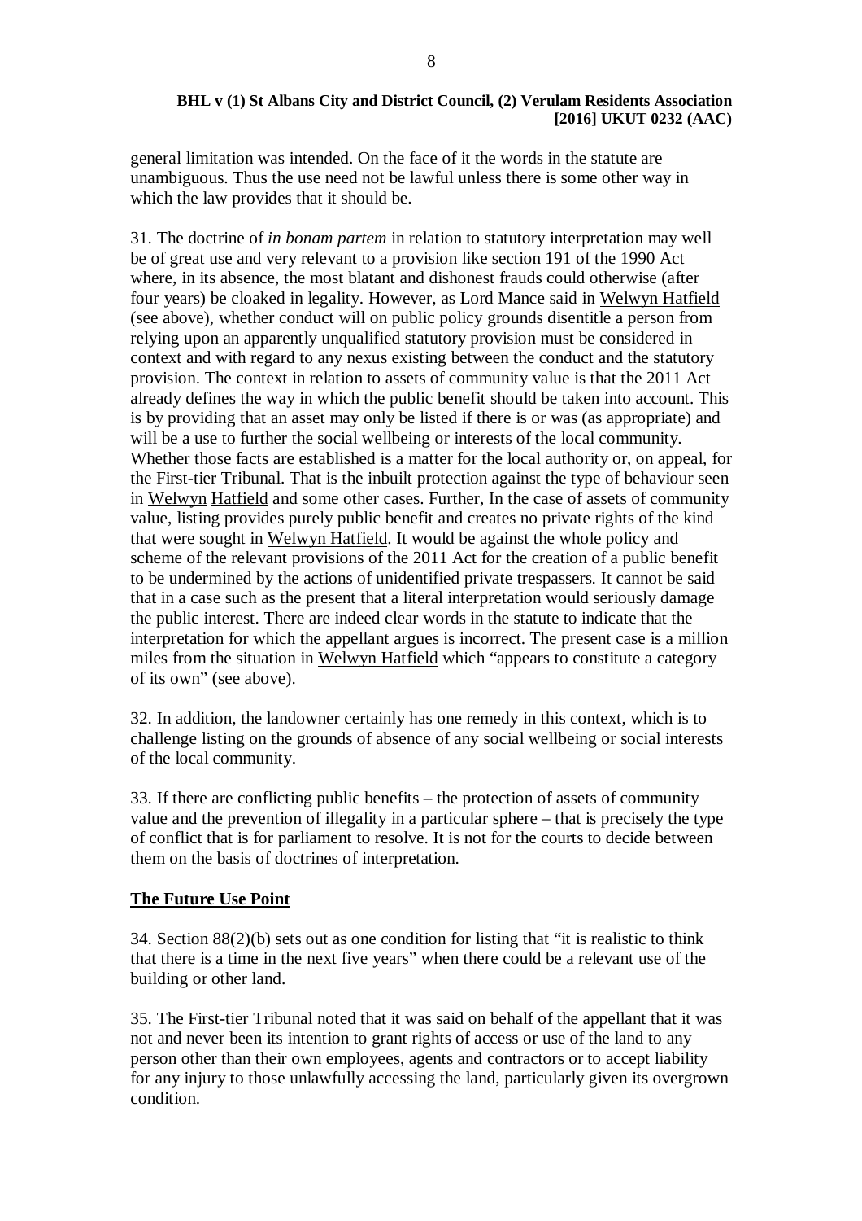general limitation was intended. On the face of it the words in the statute are unambiguous. Thus the use need not be lawful unless there is some other way in which the law provides that it should be.

31. The doctrine of *in bonam partem* in relation to statutory interpretation may well be of great use and very relevant to a provision like section 191 of the 1990 Act where, in its absence, the most blatant and dishonest frauds could otherwise (after four years) be cloaked in legality. However, as Lord Mance said in Welwyn Hatfield (see above), whether conduct will on public policy grounds disentitle a person from relying upon an apparently unqualified statutory provision must be considered in context and with regard to any nexus existing between the conduct and the statutory provision. The context in relation to assets of community value is that the 2011 Act already defines the way in which the public benefit should be taken into account. This is by providing that an asset may only be listed if there is or was (as appropriate) and will be a use to further the social wellbeing or interests of the local community. Whether those facts are established is a matter for the local authority or, on appeal, for the First-tier Tribunal. That is the inbuilt protection against the type of behaviour seen in Welwyn Hatfield and some other cases. Further, In the case of assets of community value, listing provides purely public benefit and creates no private rights of the kind that were sought in Welwyn Hatfield. It would be against the whole policy and scheme of the relevant provisions of the 2011 Act for the creation of a public benefit to be undermined by the actions of unidentified private trespassers. It cannot be said that in a case such as the present that a literal interpretation would seriously damage the public interest. There are indeed clear words in the statute to indicate that the interpretation for which the appellant argues is incorrect. The present case is a million miles from the situation in Welwyn Hatfield which "appears to constitute a category of its own" (see above).

32. In addition, the landowner certainly has one remedy in this context, which is to challenge listing on the grounds of absence of any social wellbeing or social interests of the local community.

33. If there are conflicting public benefits – the protection of assets of community value and the prevention of illegality in a particular sphere – that is precisely the type of conflict that is for parliament to resolve. It is not for the courts to decide between them on the basis of doctrines of interpretation.

## The Future Use Point

34. Section 88(2)(b) sets out as one condition for listing that "it is realistic to think that there is a time in the next five years" when there could be a relevant use of the building or other land.

35. The First-tier Tribunal noted that it was said on behalf of the appellant that it was not and never been its intention to grant rights of access or use of the land to any person other than their own employees, agents and contractors or to accept liability for any injury to those unlawfully accessing the land, particularly given its overgrown condition.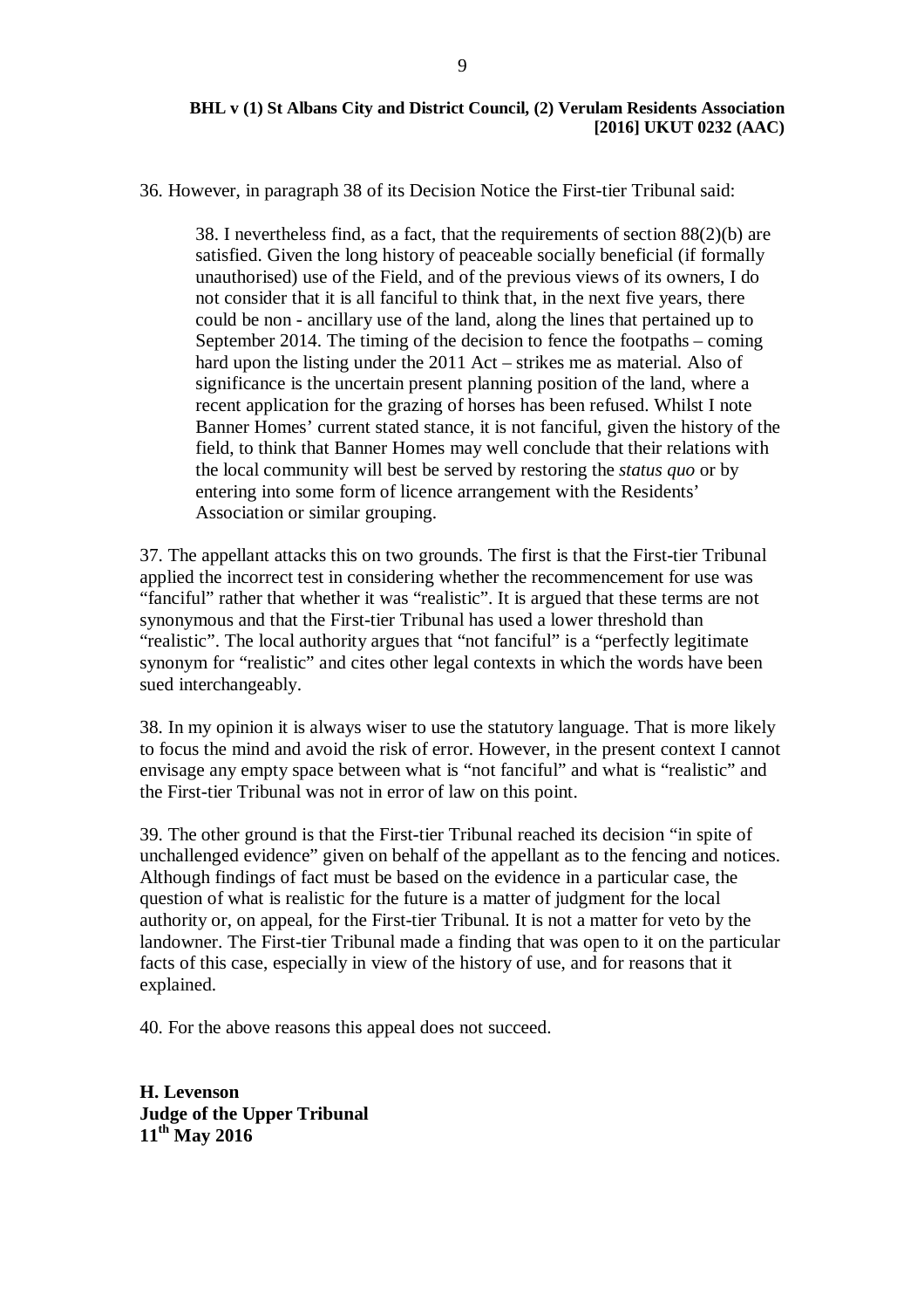36. However, in paragraph 38 of its Decision Notice the First-tier Tribunal said:

> 38. I nevertheless find, as a fact, that the requirements of section 88(2)(b) are satisfied. Given the long history of peaceable socially beneficial (if formally unauthorised) use of the Field, and of the previous views of its owners, I do not consider that it is all fanciful to think that, in the next five years, there could be non - ancillary use of the land, along the lines that pertained up to September 2014. The timing of the decision to fence the footpaths – coming hard upon the listing under the 2011 Act – strikes me as material. Also of significance is the uncertain present planning position of the land, where a recent application for the grazing of horses has been refused. Whilst I note Banner Homes' current stated stance, it is not fanciful, given the history of the field, to think that Banner Homes may well conclude that their relations with the local community will best be served by restoring the *status quo* or by entering into some form of licence arrangement with the Residents' Association or similar grouping.

37. The appellant attacks this on two grounds. The first is that the First-tier Tribunal applied the incorrect test in considering whether the recommencement for use was "fanciful" rather that whether it was "realistic". It is argued that these terms are not synonymous and that the First-tier Tribunal has used a lower threshold than "realistic". The local authority argues that "not fanciful" is a "perfectly legitimate synonym for "realistic" and cites other legal contexts in which the words have been sued interchangeably.

38. In my opinion it is always wiser to use the statutory language. That is more likely to focus the mind and avoid the risk of error. However, in the present context I cannot envisage any empty space between what is "not fanciful" and what is "realistic" and the First-tier Tribunal was not in error of law on this point.

39. The other ground is that the First-tier Tribunal reached its decision "in spite of unchallenged evidence" given on behalf of the appellant as to the fencing and notices. Although findings of fact must be based on the evidence in a particular case, the question of what is realistic for the future is a matter of judgment for the local authority or, on appeal, for the First-tier Tribunal. It is not a matter for veto by the landowner. The First-tier Tribunal made a finding that was open to it on the particular facts of this case, especially in view of the history of use, and for reasons that it explained.

40. For the above reasons this appeal does not succeed.

**H. Levenson**
**Judge of the Upper Tribunal**
**11th May 2016**